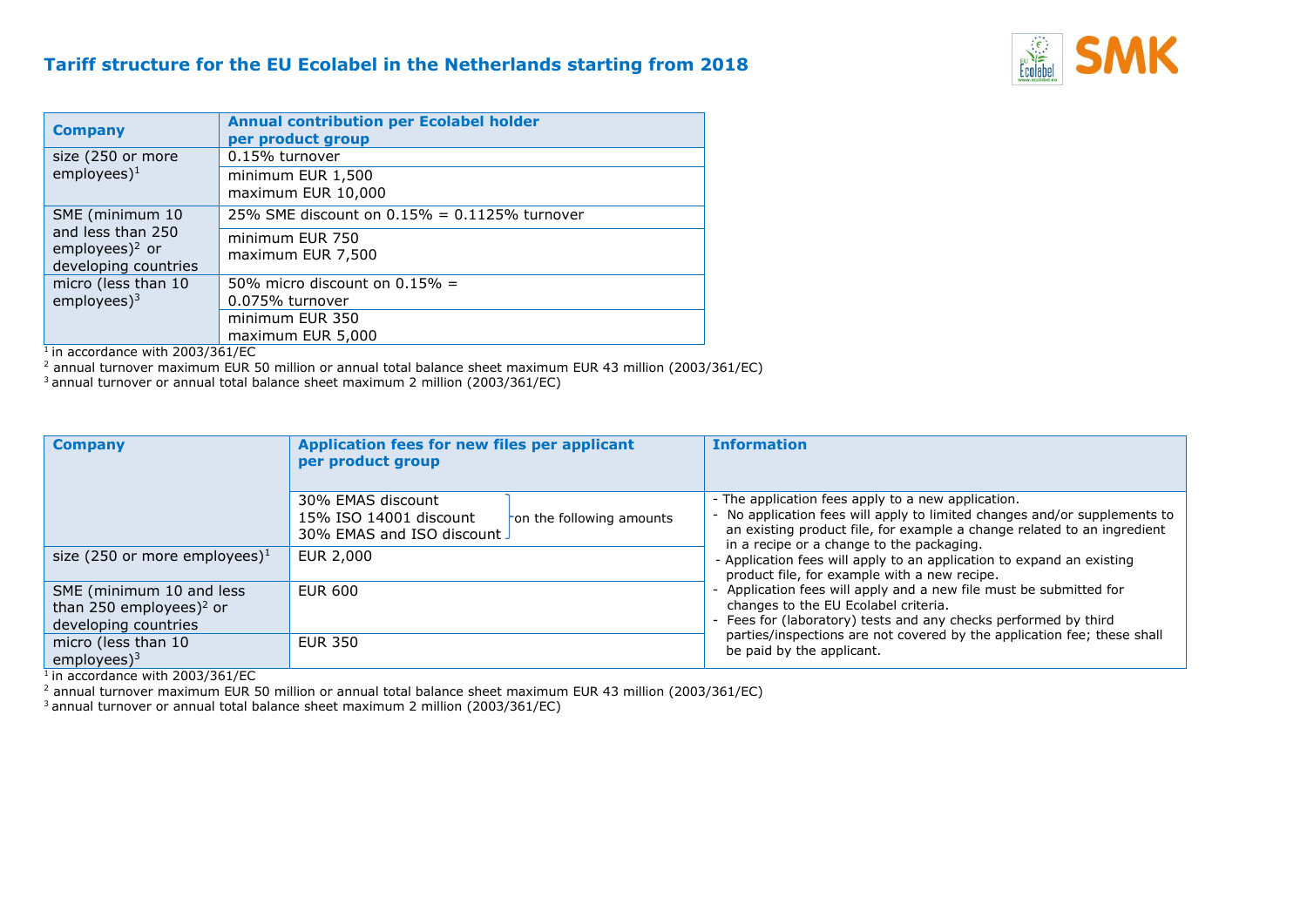## Tariff structure for the EU Ecolabel in the Netherlands starting from 2018

| Company | Annual contribution per Ecolabel holder per product group |
|---|---|
| size (250 or more employees)[1] | 0.15% turnover |
| | minimum EUR 1,500<br>maximum EUR 10,000 |
| SME (minimum 10 and less than 250 employees)[2] or developing countries | 25% SME discount on 0.15% = 0.1125% turnover |
| | minimum EUR 750<br>maximum EUR 7,500 |
| micro (less than 10 employees)[3] | 50% micro discount on 0.15% = 0.075% turnover |
| | minimum EUR 350<br>maximum EUR 5,000 |

[1] in accordance with 2003/361/EC
[2] annual turnover maximum EUR 50 million or annual total balance sheet maximum EUR 43 million (2003/361/EC)
[3] annual turnover or annual total balance sheet maximum 2 million (2003/361/EC)

| Company | Application fees for new files per applicant per product group | Information |
|---|---|---|
| | 30% EMAS discount<br>15% ISO 14001 discount<br>30% EMAS and ISO discount<br>} on the following amounts | - The application fees apply to a new application.<br>- No application fees will apply to limited changes and/or supplements to an existing product file, for example a change related to an ingredient in a recipe or a change to the packaging.<br>- Application fees will apply to an application to expand an existing product file, for example with a new recipe.<br>- Application fees will apply and a new file must be submitted for changes to the EU Ecolabel criteria.<br>- Fees for (laboratory) tests and any checks performed by third parties/inspections are not covered by the application fee; these shall be paid by the applicant. |
| size (250 or more employees)[1] | EUR 2,000 | |
| SME (minimum 10 and less than 250 employees)[2] or developing countries | EUR 600 | |
| micro (less than 10 employees)[3] | EUR 350 | |

[1] in accordance with 2003/361/EC
[2] annual turnover maximum EUR 50 million or annual total balance sheet maximum EUR 43 million (2003/361/EC)
[3] annual turnover or annual total balance sheet maximum 2 million (2003/361/EC)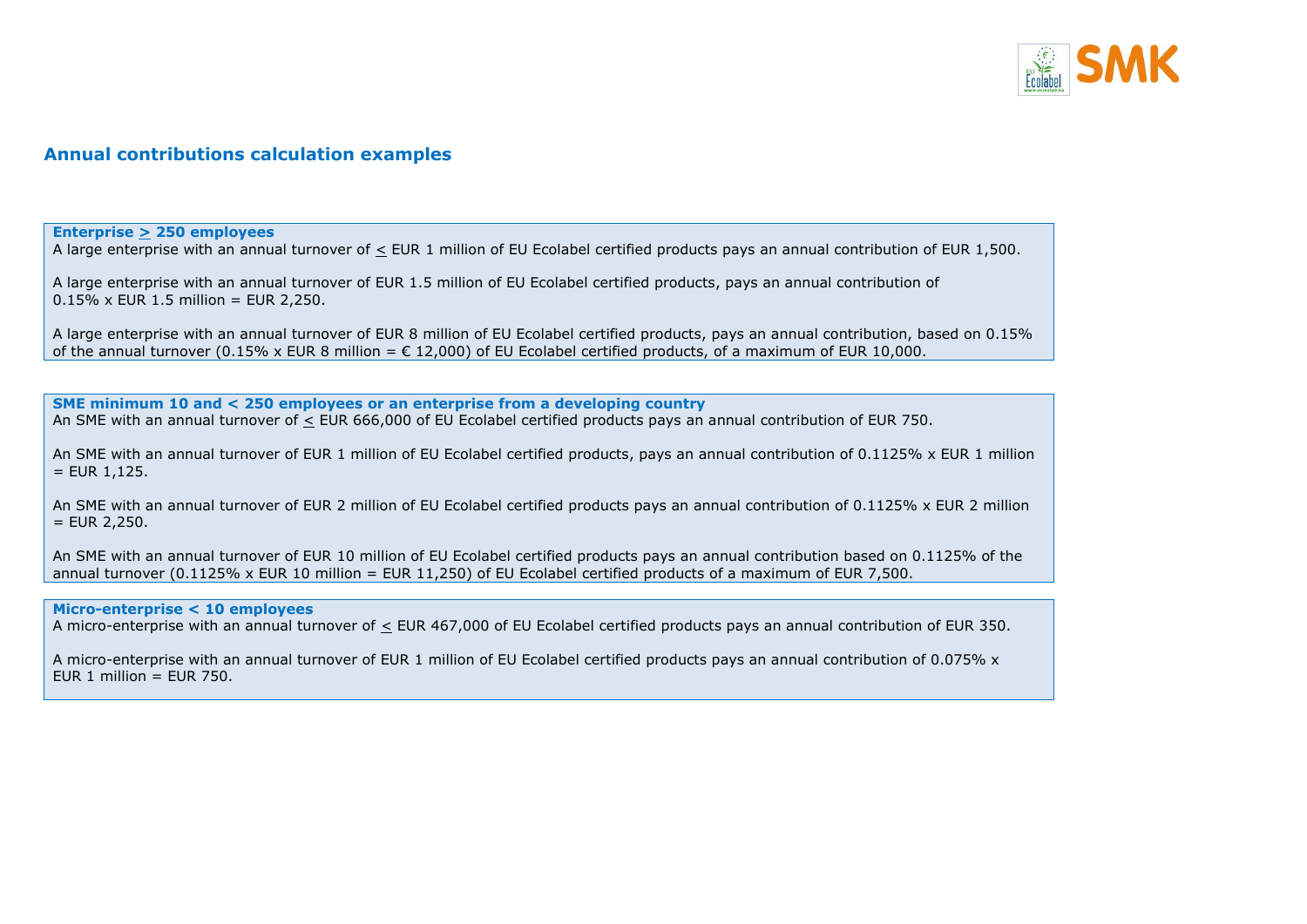## Annual contributions calculation examples

**Enterprise ≥ 250 employees**

A large enterprise with an annual turnover of ≤ EUR 1 million of EU Ecolabel certified products pays an annual contribution of EUR 1,500.

A large enterprise with an annual turnover of EUR 1.5 million of EU Ecolabel certified products, pays an annual contribution of 0.15% x EUR 1.5 million = EUR 2,250.

A large enterprise with an annual turnover of EUR 8 million of EU Ecolabel certified products, pays an annual contribution, based on 0.15% of the annual turnover (0.15% x EUR 8 million = € 12,000) of EU Ecolabel certified products, of a maximum of EUR 10,000.

**SME minimum 10 and < 250 employees or an enterprise from a developing country**

An SME with an annual turnover of ≤ EUR 666,000 of EU Ecolabel certified products pays an annual contribution of EUR 750.

An SME with an annual turnover of EUR 1 million of EU Ecolabel certified products, pays an annual contribution of 0.1125% x EUR 1 million = EUR 1,125.

An SME with an annual turnover of EUR 2 million of EU Ecolabel certified products pays an annual contribution of 0.1125% x EUR 2 million = EUR 2,250.

An SME with an annual turnover of EUR 10 million of EU Ecolabel certified products pays an annual contribution based on 0.1125% of the annual turnover (0.1125% x EUR 10 million = EUR 11,250) of EU Ecolabel certified products of a maximum of EUR 7,500.

**Micro-enterprise < 10 employees**

A micro-enterprise with an annual turnover of ≤ EUR 467,000 of EU Ecolabel certified products pays an annual contribution of EUR 350.

A micro-enterprise with an annual turnover of EUR 1 million of EU Ecolabel certified products pays an annual contribution of 0.075% x EUR 1 million = EUR 750.